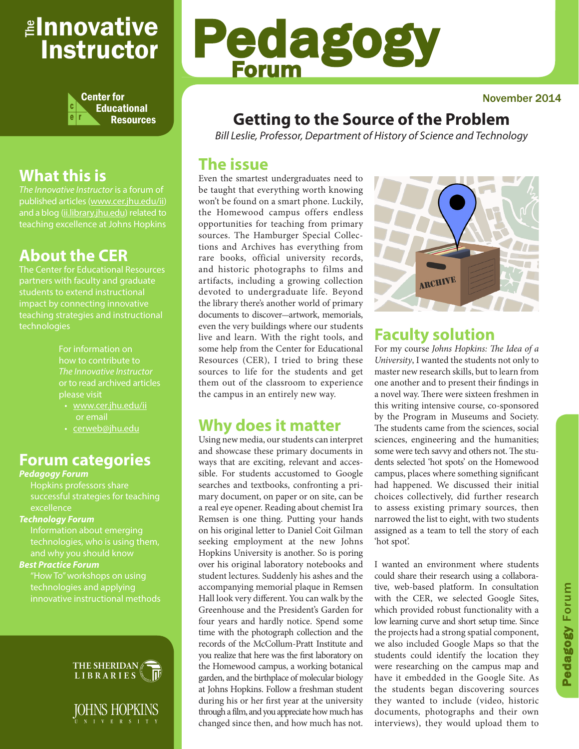# The Innovative Instructor

Center for Educational Resources

## What this is

*The Innovative Instructor* is a forum of published articles (www.cer.jhu.edu/ii) and a blog (ii.library.jhu.edu) related to teaching excellence at Johns Hopkins

## About the CER

The Center for Educational Resources partners with faculty and graduate students to extend instructional impact by connecting innovative teaching strategies and instructional technologies

For information on how to contribute to *The Innovative Instructor* or to read archived articles please visit

- www.cer.jhu.edu/ii or email
- cerweb@jhu.edu

## Forum categories

***Pedagogy Forum***
Hopkins professors share successful strategies for teaching excellence

***Technology Forum***
Information about emerging technologies, who is using them, and why you should know

***Best Practice Forum***
"How To" workshops on using technologies and applying innovative instructional methods

THE SHERIDAN LIBRARIES

JOHNS HOPKINS UNIVERSITY

# Pedagogy Forum

November 2014

# Getting to the Source of the Problem

*Bill Leslie, Professor, Department of History of Science and Technology*

## The issue

Even the smartest undergraduates need to be taught that everything worth knowing won't be found on a smart phone. Luckily, the Homewood campus offers endless opportunities for teaching from primary sources. The Hamburger Special Collections and Archives has everything from rare books, official university records, and historic photographs to films and artifacts, including a growing collection devoted to undergraduate life. Beyond the library there's another world of primary documents to discover—artwork, memorials, even the very buildings where our students live and learn. With the right tools, and some help from the Center for Educational Resources (CER), I tried to bring these sources to life for the students and get them out of the classroom to experience the campus in an entirely new way.

## Why does it matter

Using new media, our students can interpret and showcase these primary documents in ways that are exciting, relevant and accessible. For students accustomed to Google searches and textbooks, confronting a primary document, on paper or on site, can be a real eye opener. Reading about chemist Ira Remsen is one thing. Putting your hands on his original letter to Daniel Coit Gilman seeking employment at the new Johns Hopkins University is another. So is poring over his original laboratory notebooks and student lectures. Suddenly his ashes and the accompanying memorial plaque in Remsen Hall look very different. You can walk by the Greenhouse and the President's Garden for four years and hardly notice. Spend some time with the photograph collection and the records of the McCollum-Pratt Institute and you realize that here was the first laboratory on the Homewood campus, a working botanical garden, and the birthplace of molecular biology at Johns Hopkins. Follow a freshman student during his or her first year at the university through a film, and you appreciate how much has changed since then, and how much has not.

## Faculty solution

For my course *Johns Hopkins: The Idea of a University*, I wanted the students not only to master new research skills, but to learn from one another and to present their findings in a novel way. There were sixteen freshmen in this writing intensive course, co-sponsored by the Program in Museums and Society. The students came from the sciences, social sciences, engineering and the humanities; some were tech savvy and others not. The students selected 'hot spots' on the Homewood campus, places where something significant had happened. We discussed their initial choices collectively, did further research to assess existing primary sources, then narrowed the list to eight, with two students assigned as a team to tell the story of each 'hot spot'.

I wanted an environment where students could share their research using a collaborative, web-based platform. In consultation with the CER, we selected Google Sites, which provided robust functionality with a low learning curve and short setup time. Since the projects had a strong spatial component, we also included Google Maps so that the students could identify the location they were researching on the campus map and have it embedded in the Google Site. As the students began discovering sources they wanted to include (video, historic documents, photographs and their own interviews), they would upload them to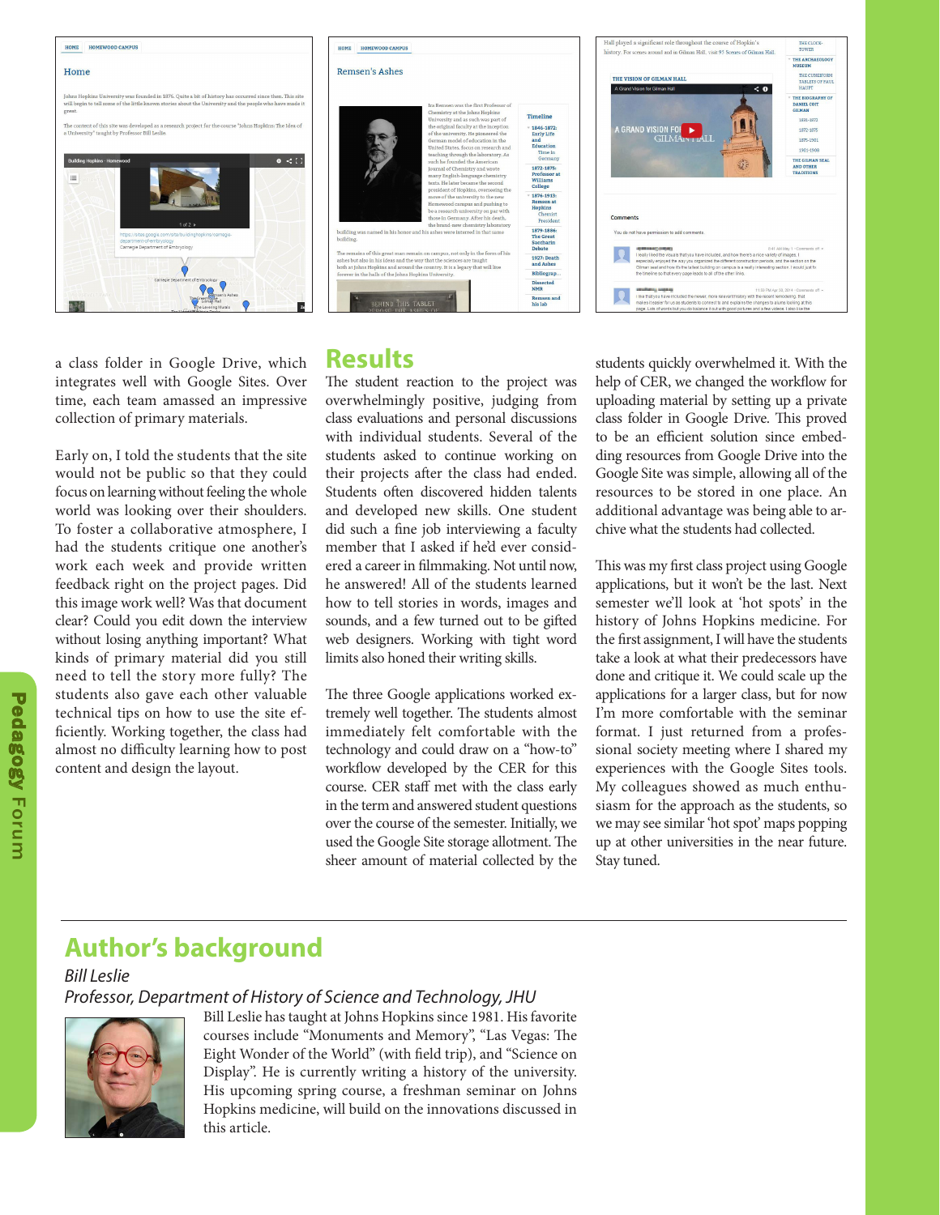a class folder in Google Drive, which integrates well with Google Sites. Over time, each team amassed an impressive collection of primary materials.

Early on, I told the students that the site would not be public so that they could focus on learning without feeling the whole world was looking over their shoulders. To foster a collaborative atmosphere, I had the students critique one another's work each week and provide written feedback right on the project pages. Did this image work well? Was that document clear? Could you edit down the interview without losing anything important? What kinds of primary material did you still need to tell the story more fully? The students also gave each other valuable technical tips on how to use the site efficiently. Working together, the class had almost no difficulty learning how to post content and design the layout.

## Results

The student reaction to the project was overwhelmingly positive, judging from class evaluations and personal discussions with individual students. Several of the students asked to continue working on their projects after the class had ended. Students often discovered hidden talents and developed new skills. One student did such a fine job interviewing a faculty member that I asked if he'd ever considered a career in filmmaking. Not until now, he answered! All of the students learned how to tell stories in words, images and sounds, and a few turned out to be gifted web designers. Working with tight word limits also honed their writing skills.

The three Google applications worked extremely well together. The students almost immediately felt comfortable with the technology and could draw on a "how-to" workflow developed by the CER for this course. CER staff met with the class early in the term and answered student questions over the course of the semester. Initially, we used the Google Site storage allotment. The sheer amount of material collected by the students quickly overwhelmed it. With the help of CER, we changed the workflow for uploading material by setting up a private class folder in Google Drive. This proved to be an efficient solution since embedding resources from Google Drive into the Google Site was simple, allowing all of the resources to be stored in one place. An additional advantage was being able to archive what the students had collected.

This was my first class project using Google applications, but it won't be the last. Next semester we'll look at 'hot spots' in the history of Johns Hopkins medicine. For the first assignment, I will have the students take a look at what their predecessors have done and critique it. We could scale up the applications for a larger class, but for now I'm more comfortable with the seminar format. I just returned from a professional society meeting where I shared my experiences with the Google Sites tools. My colleagues showed as much enthusiasm for the approach as the students, so we may see similar 'hot spot' maps popping up at other universities in the near future. Stay tuned.

## Author's background

*Bill Leslie*

*Professor, Department of History of Science and Technology, JHU*

Bill Leslie has taught at Johns Hopkins since 1981. His favorite courses include "Monuments and Memory", "Las Vegas: The Eight Wonder of the World" (with field trip), and "Science on Display". He is currently writing a history of the university. His upcoming spring course, a freshman seminar on Johns Hopkins medicine, will build on the innovations discussed in this article.